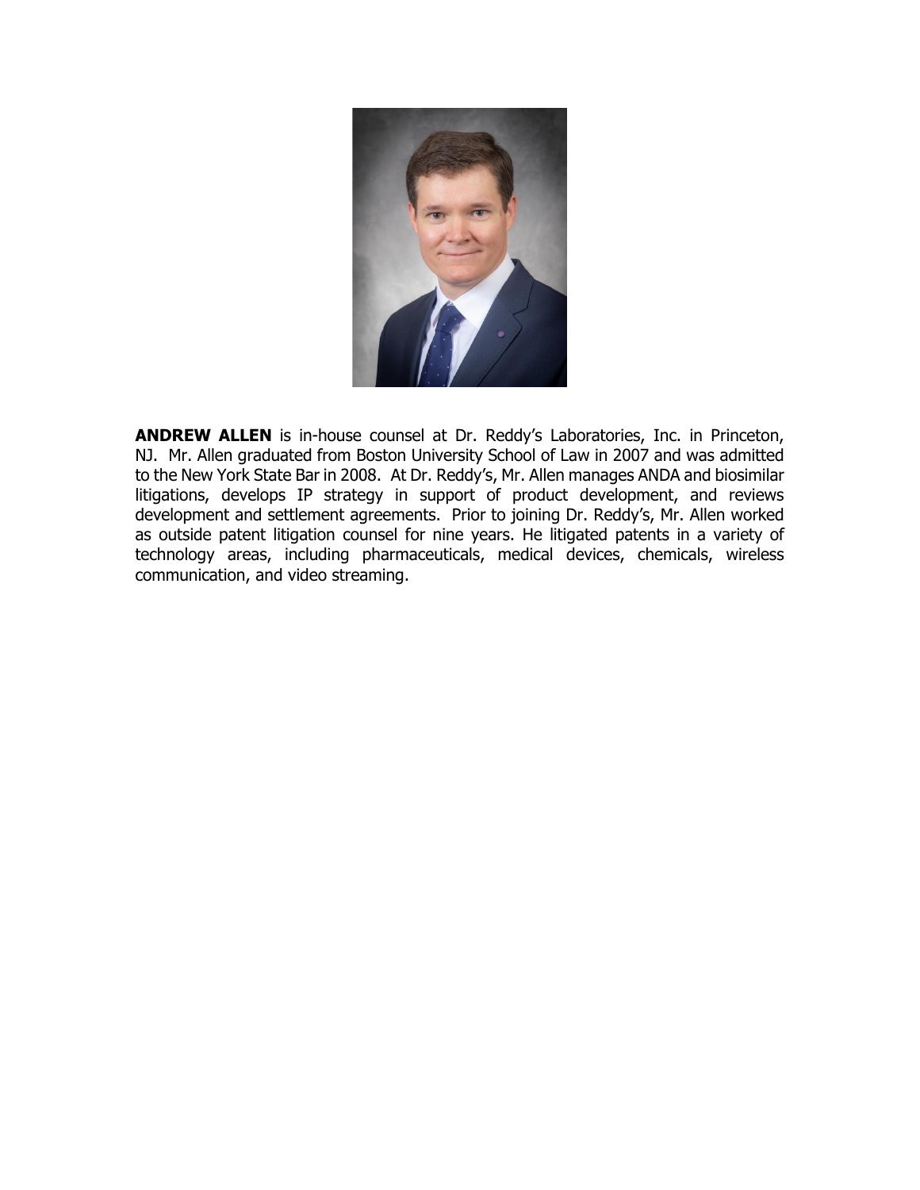**ANDREW ALLEN** is in-house counsel at Dr. Reddy's Laboratories, Inc. in Princeton, NJ. Mr. Allen graduated from Boston University School of Law in 2007 and was admitted to the New York State Bar in 2008. At Dr. Reddy's, Mr. Allen manages ANDA and biosimilar litigations, develops IP strategy in support of product development, and reviews development and settlement agreements. Prior to joining Dr. Reddy's, Mr. Allen worked as outside patent litigation counsel for nine years. He litigated patents in a variety of technology areas, including pharmaceuticals, medical devices, chemicals, wireless communication, and video streaming.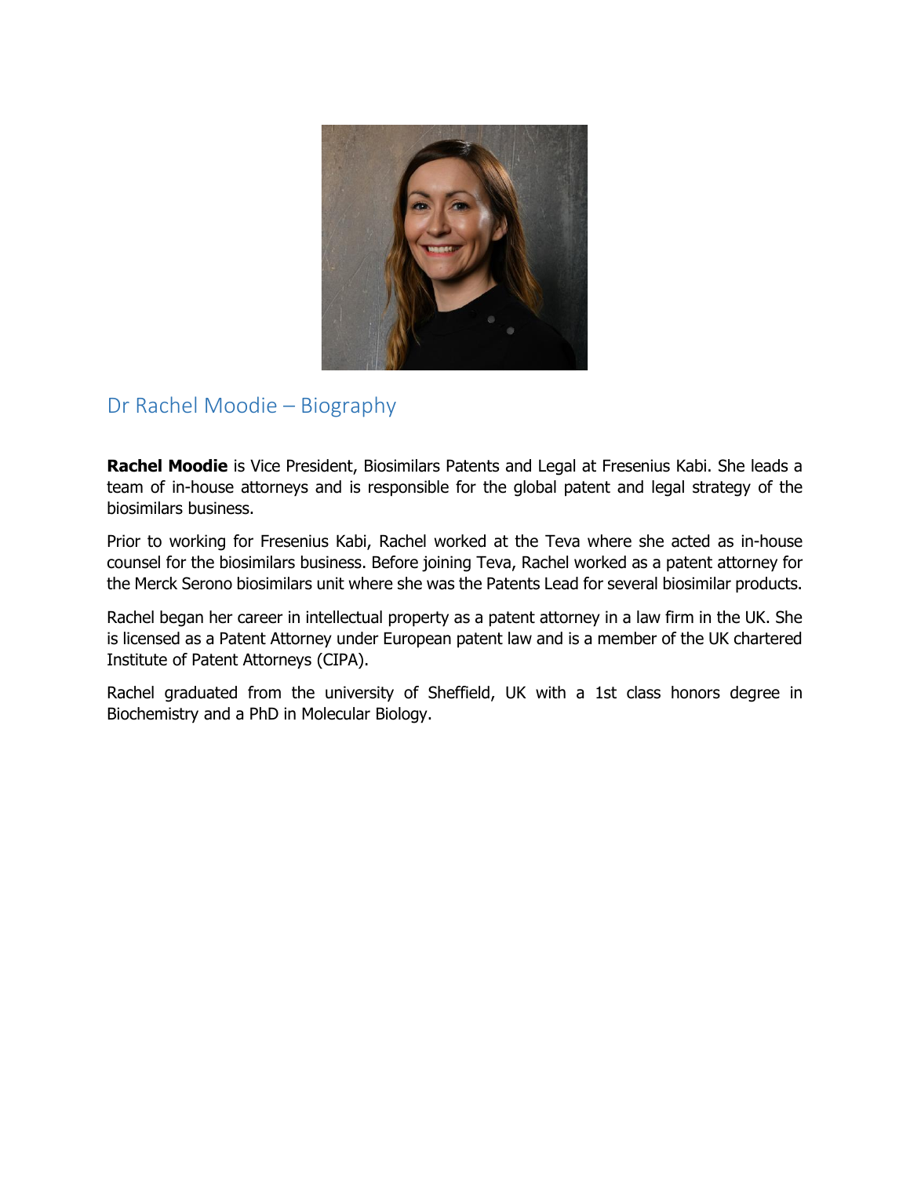## Dr Rachel Moodie – Biography

**Rachel Moodie** is Vice President, Biosimilars Patents and Legal at Fresenius Kabi. She leads a team of in-house attorneys and is responsible for the global patent and legal strategy of the biosimilars business.

Prior to working for Fresenius Kabi, Rachel worked at the Teva where she acted as in-house counsel for the biosimilars business. Before joining Teva, Rachel worked as a patent attorney for the Merck Serono biosimilars unit where she was the Patents Lead for several biosimilar products.

Rachel began her career in intellectual property as a patent attorney in a law firm in the UK. She is licensed as a Patent Attorney under European patent law and is a member of the UK chartered Institute of Patent Attorneys (CIPA).

Rachel graduated from the university of Sheffield, UK with a 1st class honors degree in Biochemistry and a PhD in Molecular Biology.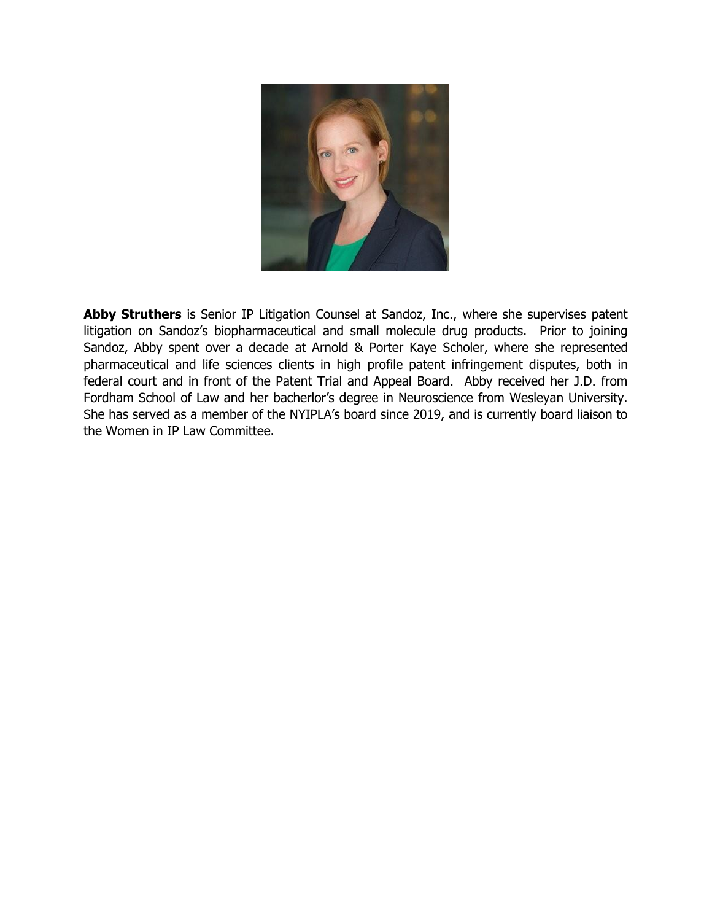**Abby Struthers** is Senior IP Litigation Counsel at Sandoz, Inc., where she supervises patent litigation on Sandoz's biopharmaceutical and small molecule drug products. Prior to joining Sandoz, Abby spent over a decade at Arnold & Porter Kaye Scholer, where she represented pharmaceutical and life sciences clients in high profile patent infringement disputes, both in federal court and in front of the Patent Trial and Appeal Board. Abby received her J.D. from Fordham School of Law and her bacherlor's degree in Neuroscience from Wesleyan University. She has served as a member of the NYIPLA's board since 2019, and is currently board liaison to the Women in IP Law Committee.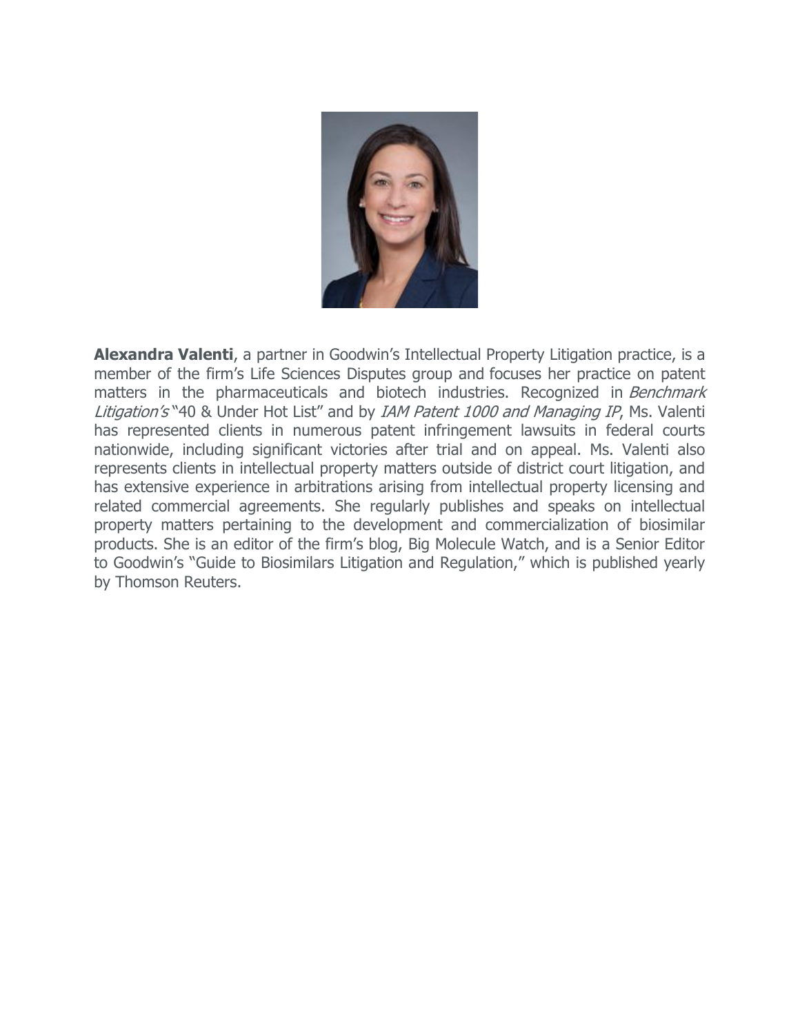**Alexandra Valenti**, a partner in Goodwin's Intellectual Property Litigation practice, is a member of the firm's Life Sciences Disputes group and focuses her practice on patent matters in the pharmaceuticals and biotech industries. Recognized in *Benchmark Litigation's* "40 & Under Hot List" and by *IAM Patent 1000 and Managing IP*, Ms. Valenti has represented clients in numerous patent infringement lawsuits in federal courts nationwide, including significant victories after trial and on appeal. Ms. Valenti also represents clients in intellectual property matters outside of district court litigation, and has extensive experience in arbitrations arising from intellectual property licensing and related commercial agreements. She regularly publishes and speaks on intellectual property matters pertaining to the development and commercialization of biosimilar products. She is an editor of the firm's blog, Big Molecule Watch, and is a Senior Editor to Goodwin's "Guide to Biosimilars Litigation and Regulation," which is published yearly by Thomson Reuters.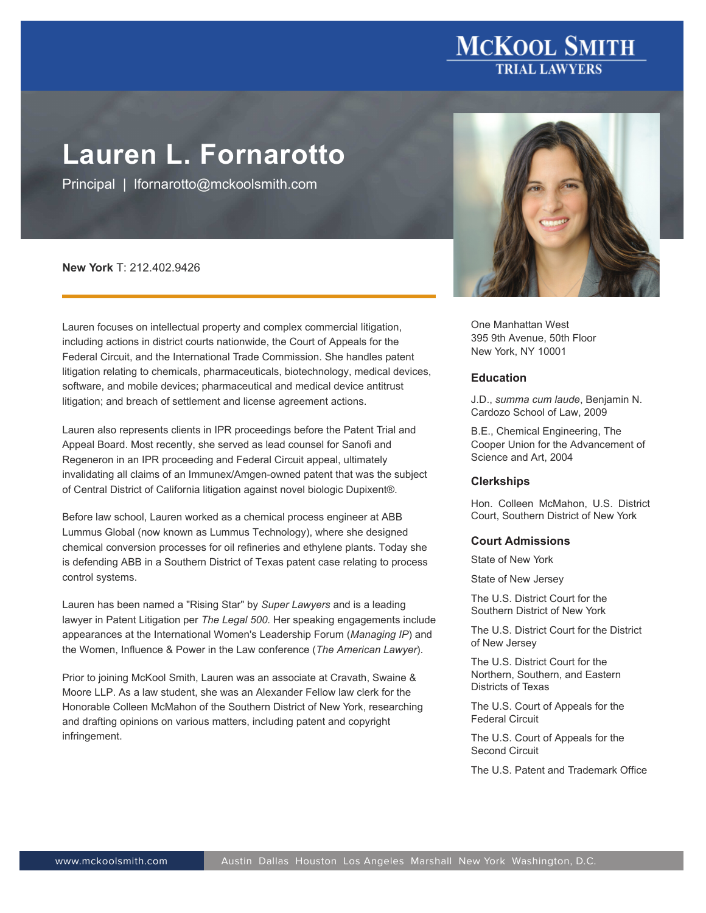McKool Smith
TRIAL LAWYERS

# Lauren L. Fornarotto

Principal | lfornarotto@mckoolsmith.com

**New York** T: 212.402.9426

Lauren focuses on intellectual property and complex commercial litigation, including actions in district courts nationwide, the Court of Appeals for the Federal Circuit, and the International Trade Commission. She handles patent litigation relating to chemicals, pharmaceuticals, biotechnology, medical devices, software, and mobile devices; pharmaceutical and medical device antitrust litigation; and breach of settlement and license agreement actions.

Lauren also represents clients in IPR proceedings before the Patent Trial and Appeal Board. Most recently, she served as lead counsel for Sanofi and Regeneron in an IPR proceeding and Federal Circuit appeal, ultimately invalidating all claims of an Immunex/Amgen-owned patent that was the subject of Central District of California litigation against novel biologic Dupixent®.

Before law school, Lauren worked as a chemical process engineer at ABB Lummus Global (now known as Lummus Technology), where she designed chemical conversion processes for oil refineries and ethylene plants. Today she is defending ABB in a Southern District of Texas patent case relating to process control systems.

Lauren has been named a "Rising Star" by *Super Lawyers* and is a leading lawyer in Patent Litigation per *The Legal 500*. Her speaking engagements include appearances at the International Women's Leadership Forum (*Managing IP*) and the Women, Influence & Power in the Law conference (*The American Lawyer*).

Prior to joining McKool Smith, Lauren was an associate at Cravath, Swaine & Moore LLP. As a law student, she was an Alexander Fellow law clerk for the Honorable Colleen McMahon of the Southern District of New York, researching and drafting opinions on various matters, including patent and copyright infringement.

One Manhattan West
395 9th Avenue, 50th Floor
New York, NY 10001

### Education

J.D., *summa cum laude*, Benjamin N. Cardozo School of Law, 2009

B.E., Chemical Engineering, The Cooper Union for the Advancement of Science and Art, 2004

### Clerkships

Hon. Colleen McMahon, U.S. District Court, Southern District of New York

### Court Admissions

State of New York

State of New Jersey

The U.S. District Court for the Southern District of New York

The U.S. District Court for the District of New Jersey

The U.S. District Court for the Northern, Southern, and Eastern Districts of Texas

The U.S. Court of Appeals for the Federal Circuit

The U.S. Court of Appeals for the Second Circuit

The U.S. Patent and Trademark Office

www.mckoolsmith.com | Austin Dallas Houston Los Angeles Marshall New York Washington, D.C.